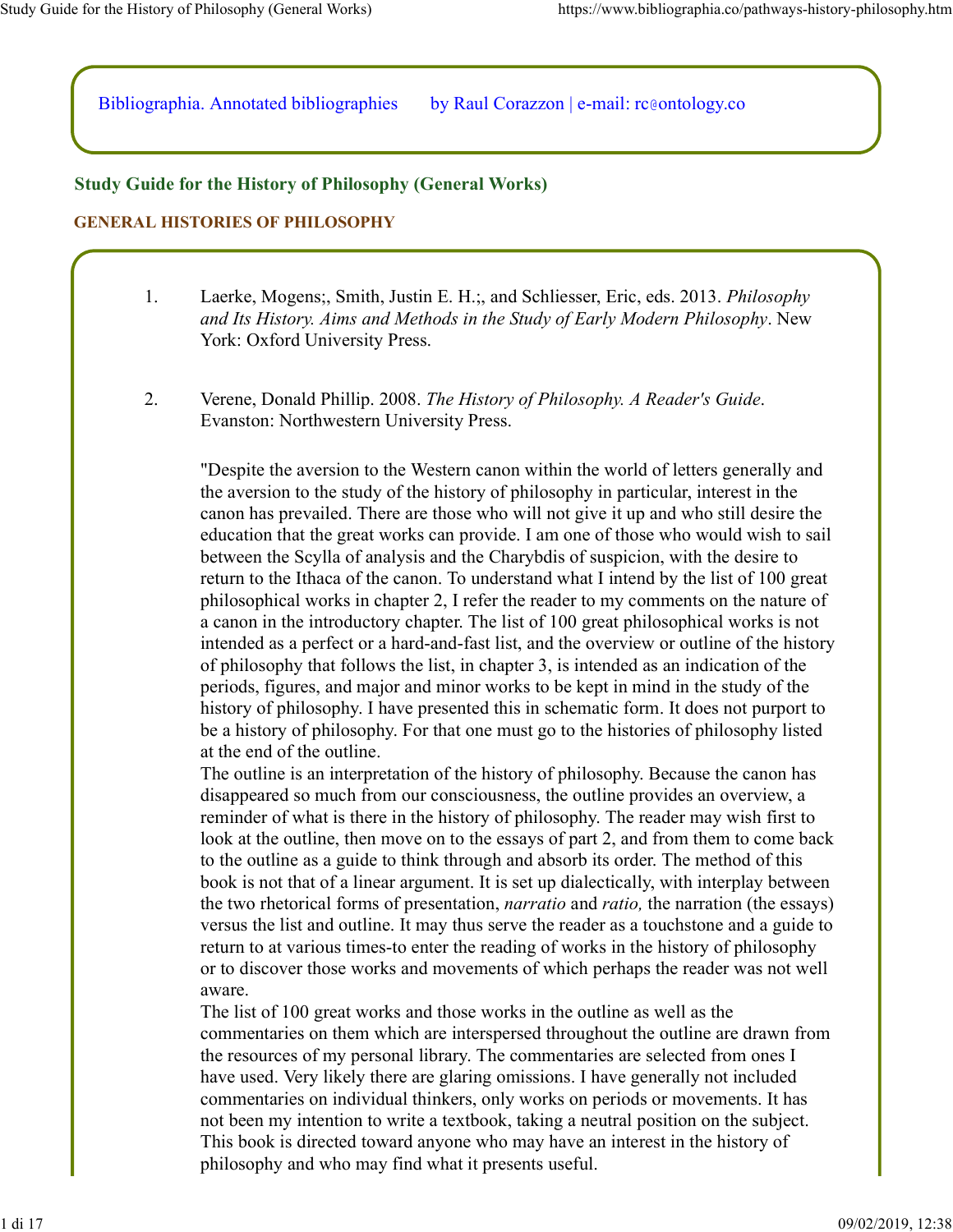Bibliographia. Annotated bibliographies by Raul Corazzon | e-mail: rc@ontology.co

## Study Guide for the History of Philosophy (General Works)

### GENERAL HISTORIES OF PHILOSOPHY

1. Laerke, Mogens;, Smith, Justin E. H.;, and Schliesser, Eric, eds. 2013. *Philosophy and Its History. Aims and Methods in the Study of Early Modern Philosophy*. New York: Oxford University Press.

2. Verene, Donald Phillip. 2008. *The History of Philosophy. A Reader's Guide*. Evanston: Northwestern University Press.

   "Despite the aversion to the Western canon within the world of letters generally and the aversion to the study of the history of philosophy in particular, interest in the canon has prevailed. There are those who will not give it up and who still desire the education that the great works can provide. I am one of those who would wish to sail between the Scylla of analysis and the Charybdis of suspicion, with the desire to return to the Ithaca of the canon. To understand what I intend by the list of 100 great philosophical works in chapter 2, I refer the reader to my comments on the nature of a canon in the introductory chapter. The list of 100 great philosophical works is not intended as a perfect or a hard-and-fast list, and the overview or outline of the history of philosophy that follows the list, in chapter 3, is intended as an indication of the periods, figures, and major and minor works to be kept in mind in the study of the history of philosophy. I have presented this in schematic form. It does not purport to be a history of philosophy. For that one must go to the histories of philosophy listed at the end of the outline.
   The outline is an interpretation of the history of philosophy. Because the canon has disappeared so much from our consciousness, the outline provides an overview, a reminder of what is there in the history of philosophy. The reader may wish first to look at the outline, then move on to the essays of part 2, and from them to come back to the outline as a guide to think through and absorb its order. The method of this book is not that of a linear argument. It is set up dialectically, with interplay between the two rhetorical forms of presentation, *narratio* and *ratio,* the narration (the essays) versus the list and outline. It may thus serve the reader as a touchstone and a guide to return to at various times-to enter the reading of works in the history of philosophy or to discover those works and movements of which perhaps the reader was not well aware.
   The list of 100 great works and those works in the outline as well as the commentaries on them which are interspersed throughout the outline are drawn from the resources of my personal library. The commentaries are selected from ones I have used. Very likely there are glaring omissions. I have generally not included commentaries on individual thinkers, only works on periods or movements. It has not been my intention to write a textbook, taking a neutral position on the subject. This book is directed toward anyone who may have an interest in the history of philosophy and who may find what it presents useful.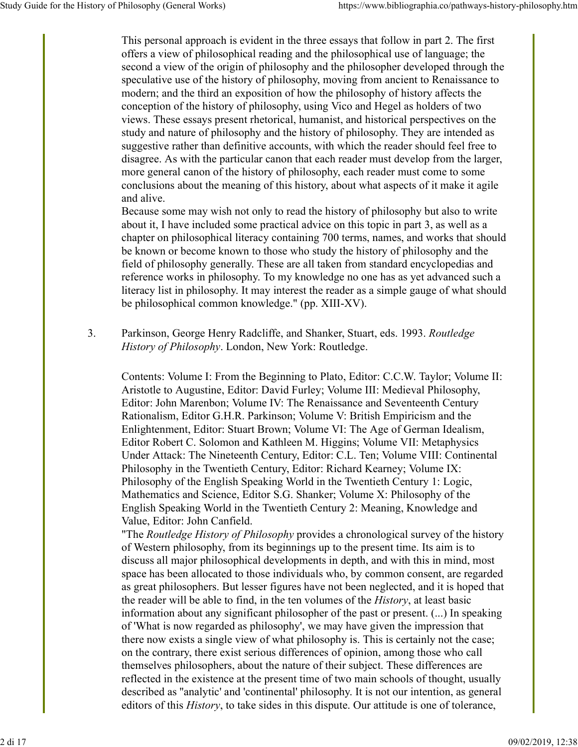This personal approach is evident in the three essays that follow in part 2. The first offers a view of philosophical reading and the philosophical use of language; the second a view of the origin of philosophy and the philosopher developed through the speculative use of the history of philosophy, moving from ancient to Renaissance to modern; and the third an exposition of how the philosophy of history affects the conception of the history of philosophy, using Vico and Hegel as holders of two views. These essays present rhetorical, humanist, and historical perspectives on the study and nature of philosophy and the history of philosophy. They are intended as suggestive rather than definitive accounts, with which the reader should feel free to disagree. As with the particular canon that each reader must develop from the larger, more general canon of the history of philosophy, each reader must come to some conclusions about the meaning of this history, about what aspects of it make it agile and alive.

Because some may wish not only to read the history of philosophy but also to write about it, I have included some practical advice on this topic in part 3, as well as a chapter on philosophical literacy containing 700 terms, names, and works that should be known or become known to those who study the history of philosophy and the field of philosophy generally. These are all taken from standard encyclopedias and reference works in philosophy. To my knowledge no one has as yet advanced such a literacy list in philosophy. It may interest the reader as a simple gauge of what should be philosophical common knowledge." (pp. XIII-XV).

3. Parkinson, George Henry Radcliffe, and Shanker, Stuart, eds. 1993. *Routledge History of Philosophy*. London, New York: Routledge.

   Contents: Volume I: From the Beginning to Plato, Editor: C.C.W. Taylor; Volume II: Aristotle to Augustine, Editor: David Furley; Volume III: Medieval Philosophy, Editor: John Marenbon; Volume IV: The Renaissance and Seventeenth Century Rationalism, Editor G.H.R. Parkinson; Volume V: British Empiricism and the Enlightenment, Editor: Stuart Brown; Volume VI: The Age of German Idealism, Editor Robert C. Solomon and Kathleen M. Higgins; Volume VII: Metaphysics Under Attack: The Nineteenth Century, Editor: C.L. Ten; Volume VIII: Continental Philosophy in the Twentieth Century, Editor: Richard Kearney; Volume IX: Philosophy of the English Speaking World in the Twentieth Century 1: Logic, Mathematics and Science, Editor S.G. Shanker; Volume X: Philosophy of the English Speaking World in the Twentieth Century 2: Meaning, Knowledge and Value, Editor: John Canfield.

   "The *Routledge History of Philosophy* provides a chronological survey of the history of Western philosophy, from its beginnings up to the present time. Its aim is to discuss all major philosophical developments in depth, and with this in mind, most space has been allocated to those individuals who, by common consent, are regarded as great philosophers. But lesser figures have not been neglected, and it is hoped that the reader will be able to find, in the ten volumes of the *History*, at least basic information about any significant philosopher of the past or present. (...) In speaking of 'What is now regarded as philosophy', we may have given the impression that there now exists a single view of what philosophy is. This is certainly not the case; on the contrary, there exist serious differences of opinion, among those who call themselves philosophers, about the nature of their subject. These differences are reflected in the existence at the present time of two main schools of thought, usually described as "analytic' and 'continental' philosophy. It is not our intention, as general editors of this *History*, to take sides in this dispute. Our attitude is one of tolerance,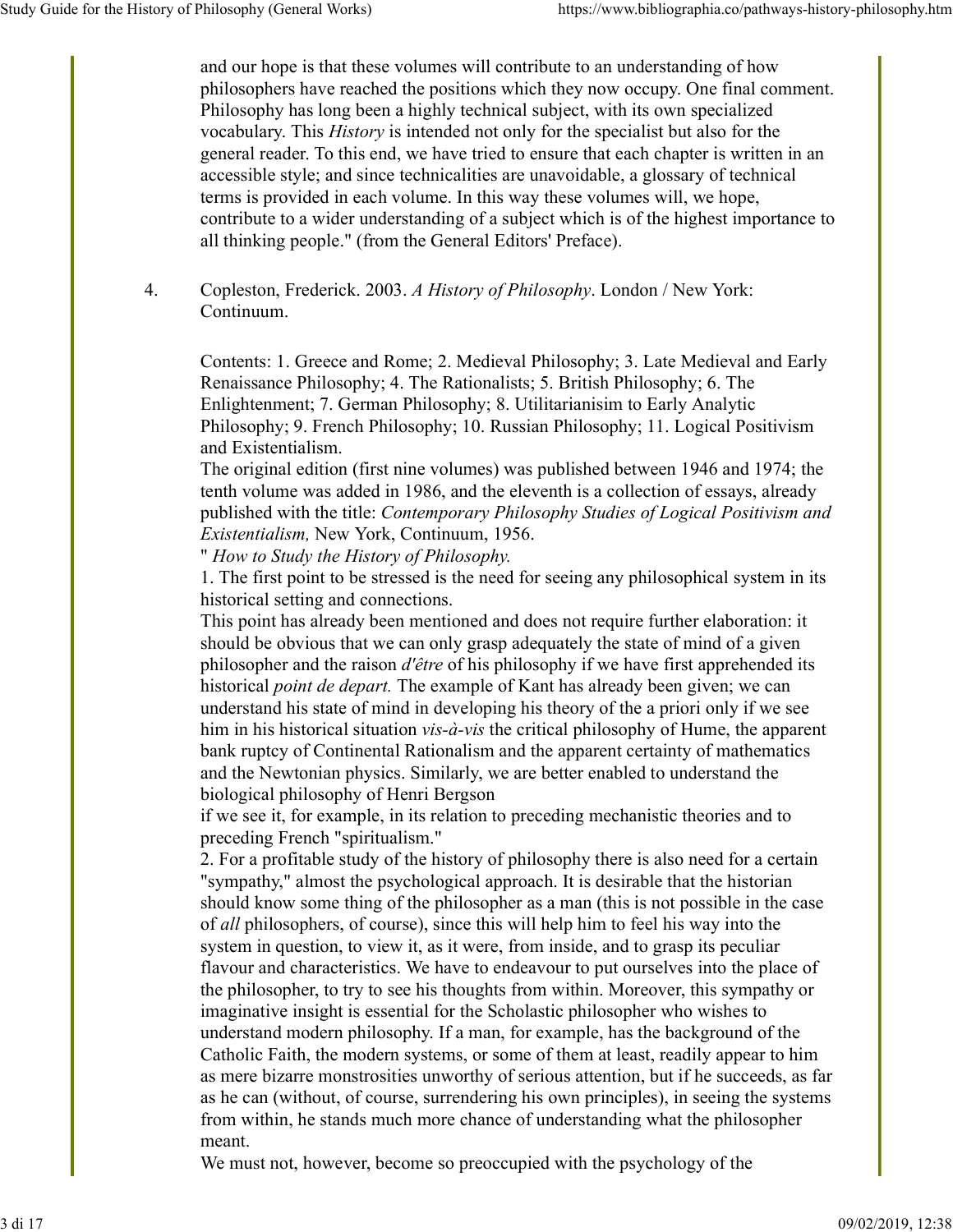and our hope is that these volumes will contribute to an understanding of how philosophers have reached the positions which they now occupy. One final comment. Philosophy has long been a highly technical subject, with its own specialized vocabulary. This *History* is intended not only for the specialist but also for the general reader. To this end, we have tried to ensure that each chapter is written in an accessible style; and since technicalities are unavoidable, a glossary of technical terms is provided in each volume. In this way these volumes will, we hope, contribute to a wider understanding of a subject which is of the highest importance to all thinking people." (from the General Editors' Preface).

4. Copleston, Frederick. 2003. *A History of Philosophy*. London / New York: Continuum.

   Contents: 1. Greece and Rome; 2. Medieval Philosophy; 3. Late Medieval and Early Renaissance Philosophy; 4. The Rationalists; 5. British Philosophy; 6. The Enlightenment; 7. German Philosophy; 8. Utilitarianisim to Early Analytic Philosophy; 9. French Philosophy; 10. Russian Philosophy; 11. Logical Positivism and Existentialism.
   The original edition (first nine volumes) was published between 1946 and 1974; the tenth volume was added in 1986, and the eleventh is a collection of essays, already published with the title: *Contemporary Philosophy Studies of Logical Positivism and Existentialism,* New York, Continuum, 1956.
   " *How to Study the History of Philosophy.*
   1. The first point to be stressed is the need for seeing any philosophical system in its historical setting and connections.
   This point has already been mentioned and does not require further elaboration: it should be obvious that we can only grasp adequately the state of mind of a given philosopher and the raison *d'être* of his philosophy if we have first apprehended its historical *point de depart.* The example of Kant has already been given; we can understand his state of mind in developing his theory of the a priori only if we see him in his historical situation *vis-à-vis* the critical philosophy of Hume, the apparent bank ruptcy of Continental Rationalism and the apparent certainty of mathematics and the Newtonian physics. Similarly, we are better enabled to understand the biological philosophy of Henri Bergson
   if we see it, for example, in its relation to preceding mechanistic theories and to preceding French "spiritualism."
   2. For a profitable study of the history of philosophy there is also need for a certain "sympathy," almost the psychological approach. It is desirable that the historian should know some thing of the philosopher as a man (this is not possible in the case of *all* philosophers, of course), since this will help him to feel his way into the system in question, to view it, as it were, from inside, and to grasp its peculiar flavour and characteristics. We have to endeavour to put ourselves into the place of the philosopher, to try to see his thoughts from within. Moreover, this sympathy or imaginative insight is essential for the Scholastic philosopher who wishes to understand modern philosophy. If a man, for example, has the background of the Catholic Faith, the modern systems, or some of them at least, readily appear to him as mere bizarre monstrosities unworthy of serious attention, but if he succeeds, as far as he can (without, of course, surrendering his own principles), in seeing the systems from within, he stands much more chance of understanding what the philosopher meant.
   We must not, however, become so preoccupied with the psychology of the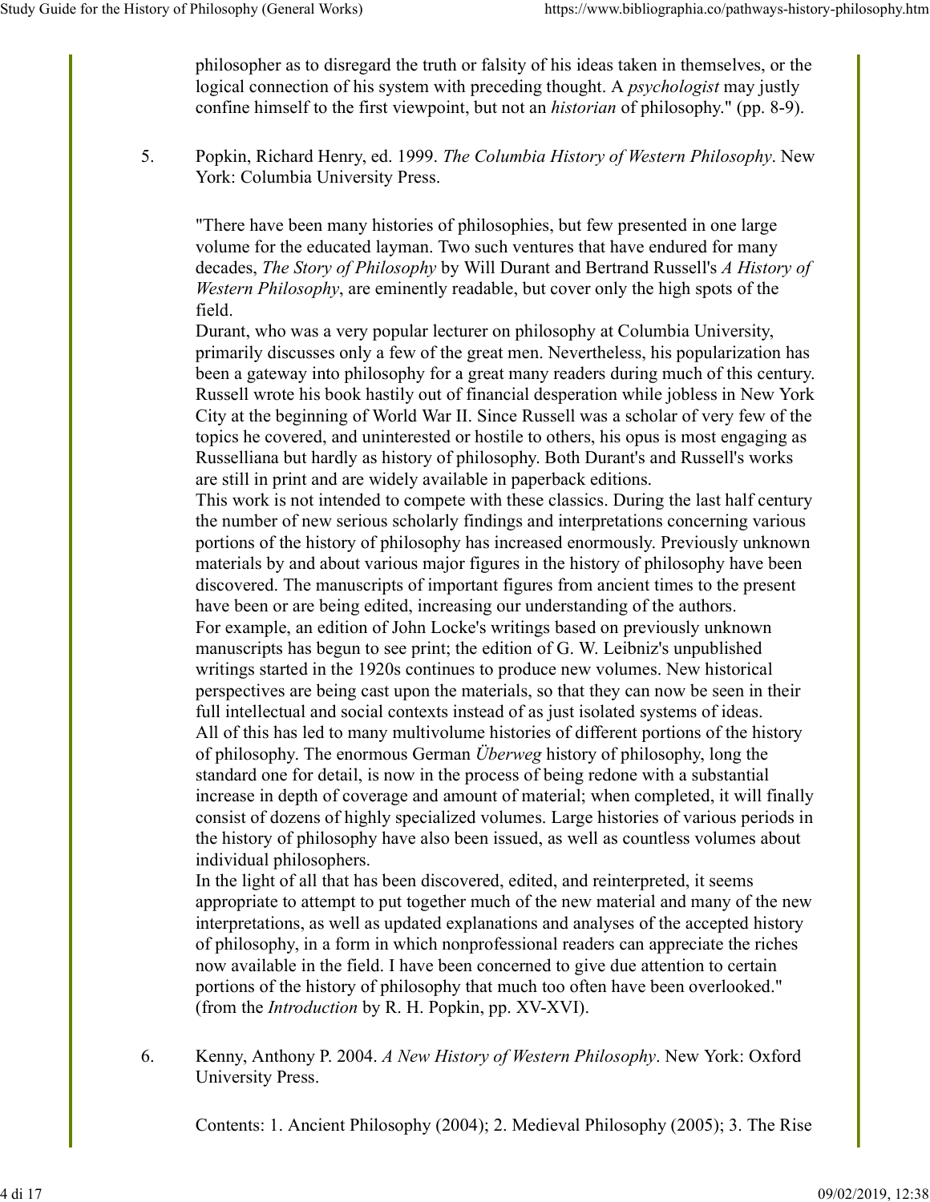philosopher as to disregard the truth or falsity of his ideas taken in themselves, or the logical connection of his system with preceding thought. A *psychologist* may justly confine himself to the first viewpoint, but not an *historian* of philosophy." (pp. 8-9).

5. Popkin, Richard Henry, ed. 1999. *The Columbia History of Western Philosophy*. New York: Columbia University Press.

   "There have been many histories of philosophies, but few presented in one large volume for the educated layman. Two such ventures that have endured for many decades, *The Story of Philosophy* by Will Durant and Bertrand Russell's *A History of Western Philosophy*, are eminently readable, but cover only the high spots of the field.
   Durant, who was a very popular lecturer on philosophy at Columbia University, primarily discusses only a few of the great men. Nevertheless, his popularization has been a gateway into philosophy for a great many readers during much of this century. Russell wrote his book hastily out of financial desperation while jobless in New York City at the beginning of World War II. Since Russell was a scholar of very few of the topics he covered, and uninterested or hostile to others, his opus is most engaging as Russelliana but hardly as history of philosophy. Both Durant's and Russell's works are still in print and are widely available in paperback editions.
   This work is not intended to compete with these classics. During the last half century the number of new serious scholarly findings and interpretations concerning various portions of the history of philosophy has increased enormously. Previously unknown materials by and about various major figures in the history of philosophy have been discovered. The manuscripts of important figures from ancient times to the present have been or are being edited, increasing our understanding of the authors.
   For example, an edition of John Locke's writings based on previously unknown manuscripts has begun to see print; the edition of G. W. Leibniz's unpublished writings started in the 1920s continues to produce new volumes. New historical perspectives are being cast upon the materials, so that they can now be seen in their full intellectual and social contexts instead of as just isolated systems of ideas.
   All of this has led to many multivolume histories of different portions of the history of philosophy. The enormous German *Überweg* history of philosophy, long the standard one for detail, is now in the process of being redone with a substantial increase in depth of coverage and amount of material; when completed, it will finally consist of dozens of highly specialized volumes. Large histories of various periods in the history of philosophy have also been issued, as well as countless volumes about individual philosophers.
   In the light of all that has been discovered, edited, and reinterpreted, it seems appropriate to attempt to put together much of the new material and many of the new interpretations, as well as updated explanations and analyses of the accepted history of philosophy, in a form in which nonprofessional readers can appreciate the riches now available in the field. I have been concerned to give due attention to certain portions of the history of philosophy that much too often have been overlooked." (from the *Introduction* by R. H. Popkin, pp. XV-XVI).

6. Kenny, Anthony P. 2004. *A New History of Western Philosophy*. New York: Oxford University Press.

   Contents: 1. Ancient Philosophy (2004); 2. Medieval Philosophy (2005); 3. The Rise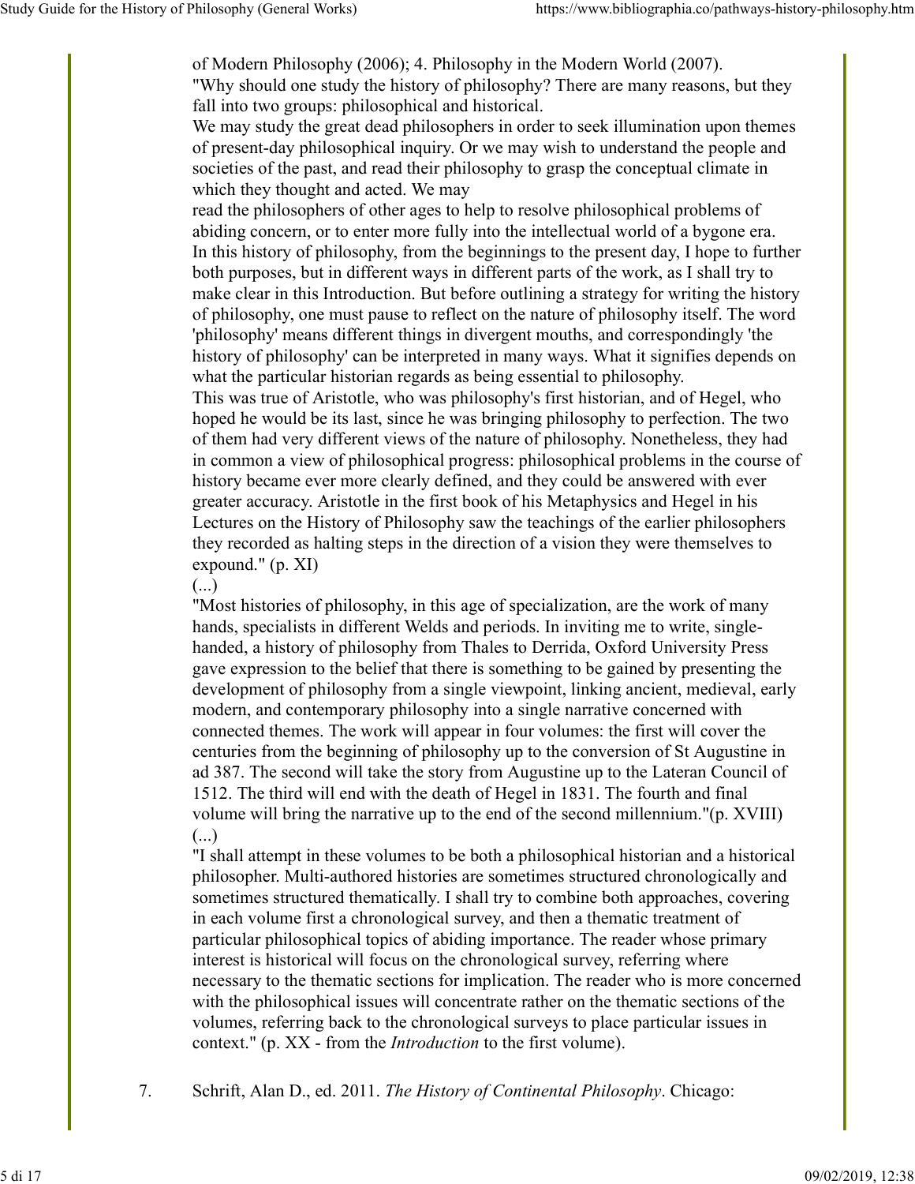of Modern Philosophy (2006); 4. Philosophy in the Modern World (2007).
"Why should one study the history of philosophy? There are many reasons, but they fall into two groups: philosophical and historical.
We may study the great dead philosophers in order to seek illumination upon themes of present-day philosophical inquiry. Or we may wish to understand the people and societies of the past, and read their philosophy to grasp the conceptual climate in which they thought and acted. We may
read the philosophers of other ages to help to resolve philosophical problems of abiding concern, or to enter more fully into the intellectual world of a bygone era.
In this history of philosophy, from the beginnings to the present day, I hope to further both purposes, but in different ways in different parts of the work, as I shall try to make clear in this Introduction. But before outlining a strategy for writing the history of philosophy, one must pause to reflect on the nature of philosophy itself. The word 'philosophy' means different things in divergent mouths, and correspondingly 'the history of philosophy' can be interpreted in many ways. What it signifies depends on what the particular historian regards as being essential to philosophy.
This was true of Aristotle, who was philosophy's first historian, and of Hegel, who hoped he would be its last, since he was bringing philosophy to perfection. The two of them had very different views of the nature of philosophy. Nonetheless, they had in common a view of philosophical progress: philosophical problems in the course of history became ever more clearly defined, and they could be answered with ever greater accuracy. Aristotle in the first book of his Metaphysics and Hegel in his Lectures on the History of Philosophy saw the teachings of the earlier philosophers they recorded as halting steps in the direction of a vision they were themselves to expound." (p. XI)
(...)
"Most histories of philosophy, in this age of specialization, are the work of many hands, specialists in different Welds and periods. In inviting me to write, single-handed, a history of philosophy from Thales to Derrida, Oxford University Press gave expression to the belief that there is something to be gained by presenting the development of philosophy from a single viewpoint, linking ancient, medieval, early modern, and contemporary philosophy into a single narrative concerned with connected themes. The work will appear in four volumes: the first will cover the centuries from the beginning of philosophy up to the conversion of St Augustine in ad 387. The second will take the story from Augustine up to the Lateran Council of 1512. The third will end with the death of Hegel in 1831. The fourth and final volume will bring the narrative up to the end of the second millennium."(p. XVIII)
(...)
"I shall attempt in these volumes to be both a philosophical historian and a historical philosopher. Multi-authored histories are sometimes structured chronologically and sometimes structured thematically. I shall try to combine both approaches, covering in each volume first a chronological survey, and then a thematic treatment of particular philosophical topics of abiding importance. The reader whose primary interest is historical will focus on the chronological survey, referring where necessary to the thematic sections for implication. The reader who is more concerned with the philosophical issues will concentrate rather on the thematic sections of the volumes, referring back to the chronological surveys to place particular issues in context." (p. XX - from the *Introduction* to the first volume).

7. Schrift, Alan D., ed. 2011. *The History of Continental Philosophy*. Chicago: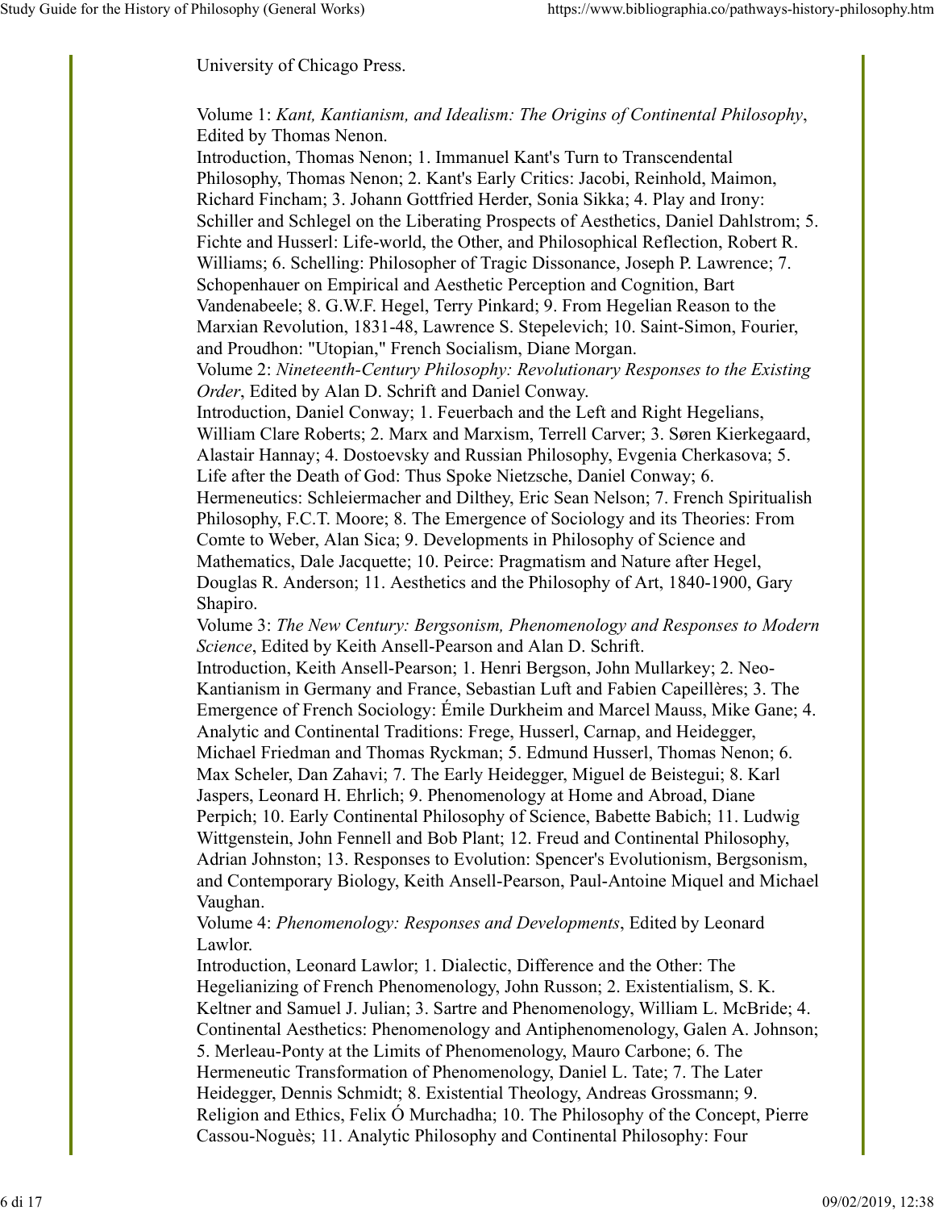University of Chicago Press.

Volume 1: *Kant, Kantianism, and Idealism: The Origins of Continental Philosophy*, Edited by Thomas Nenon.
Introduction, Thomas Nenon; 1. Immanuel Kant's Turn to Transcendental Philosophy, Thomas Nenon; 2. Kant's Early Critics: Jacobi, Reinhold, Maimon, Richard Fincham; 3. Johann Gottfried Herder, Sonia Sikka; 4. Play and Irony: Schiller and Schlegel on the Liberating Prospects of Aesthetics, Daniel Dahlstrom; 5. Fichte and Husserl: Life-world, the Other, and Philosophical Reflection, Robert R. Williams; 6. Schelling: Philosopher of Tragic Dissonance, Joseph P. Lawrence; 7. Schopenhauer on Empirical and Aesthetic Perception and Cognition, Bart Vandenabeele; 8. G.W.F. Hegel, Terry Pinkard; 9. From Hegelian Reason to the Marxian Revolution, 1831-48, Lawrence S. Stepelevich; 10. Saint-Simon, Fourier, and Proudhon: "Utopian," French Socialism, Diane Morgan.
Volume 2: *Nineteenth-Century Philosophy: Revolutionary Responses to the Existing Order*, Edited by Alan D. Schrift and Daniel Conway.
Introduction, Daniel Conway; 1. Feuerbach and the Left and Right Hegelians, William Clare Roberts; 2. Marx and Marxism, Terrell Carver; 3. Søren Kierkegaard, Alastair Hannay; 4. Dostoevsky and Russian Philosophy, Evgenia Cherkasova; 5. Life after the Death of God: Thus Spoke Nietzsche, Daniel Conway; 6. Hermeneutics: Schleiermacher and Dilthey, Eric Sean Nelson; 7. French Spiritualish Philosophy, F.C.T. Moore; 8. The Emergence of Sociology and its Theories: From Comte to Weber, Alan Sica; 9. Developments in Philosophy of Science and Mathematics, Dale Jacquette; 10. Peirce: Pragmatism and Nature after Hegel, Douglas R. Anderson; 11. Aesthetics and the Philosophy of Art, 1840-1900, Gary Shapiro.
Volume 3: *The New Century: Bergsonism, Phenomenology and Responses to Modern Science*, Edited by Keith Ansell-Pearson and Alan D. Schrift.
Introduction, Keith Ansell-Pearson; 1. Henri Bergson, John Mullarkey; 2. Neo-Kantianism in Germany and France, Sebastian Luft and Fabien Capeillères; 3. The Emergence of French Sociology: Émile Durkheim and Marcel Mauss, Mike Gane; 4. Analytic and Continental Traditions: Frege, Husserl, Carnap, and Heidegger, Michael Friedman and Thomas Ryckman; 5. Edmund Husserl, Thomas Nenon; 6. Max Scheler, Dan Zahavi; 7. The Early Heidegger, Miguel de Beistegui; 8. Karl Jaspers, Leonard H. Ehrlich; 9. Phenomenology at Home and Abroad, Diane Perpich; 10. Early Continental Philosophy of Science, Babette Babich; 11. Ludwig Wittgenstein, John Fennell and Bob Plant; 12. Freud and Continental Philosophy, Adrian Johnston; 13. Responses to Evolution: Spencer's Evolutionism, Bergsonism, and Contemporary Biology, Keith Ansell-Pearson, Paul-Antoine Miquel and Michael Vaughan.
Volume 4: *Phenomenology: Responses and Developments*, Edited by Leonard Lawlor.
Introduction, Leonard Lawlor; 1. Dialectic, Difference and the Other: The Hegelianizing of French Phenomenology, John Russon; 2. Existentialism, S. K. Keltner and Samuel J. Julian; 3. Sartre and Phenomenology, William L. McBride; 4. Continental Aesthetics: Phenomenology and Antiphenomenology, Galen A. Johnson; 5. Merleau-Ponty at the Limits of Phenomenology, Mauro Carbone; 6. The Hermeneutic Transformation of Phenomenology, Daniel L. Tate; 7. The Later Heidegger, Dennis Schmidt; 8. Existential Theology, Andreas Grossmann; 9. Religion and Ethics, Felix Ó Murchadha; 10. The Philosophy of the Concept, Pierre Cassou-Noguès; 11. Analytic Philosophy and Continental Philosophy: Four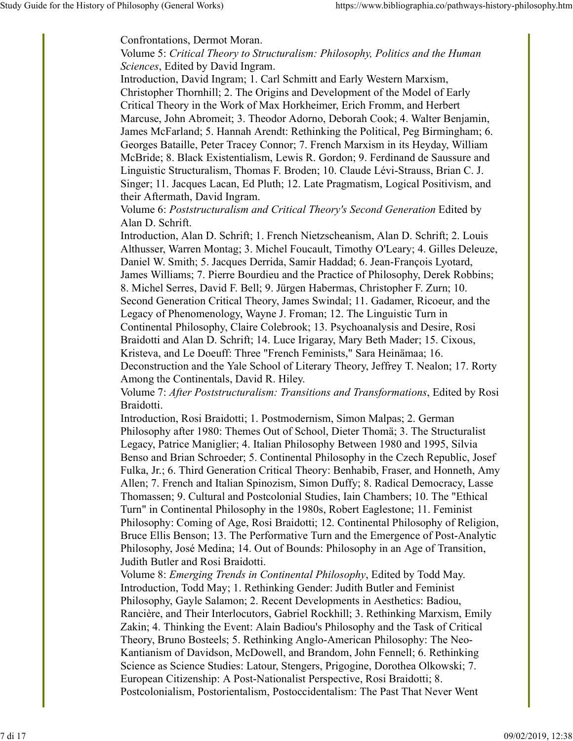Confrontations, Dermot Moran.

Volume 5: *Critical Theory to Structuralism: Philosophy, Politics and the Human Sciences*, Edited by David Ingram.

Introduction, David Ingram; 1. Carl Schmitt and Early Western Marxism, Christopher Thornhill; 2. The Origins and Development of the Model of Early Critical Theory in the Work of Max Horkheimer, Erich Fromm, and Herbert Marcuse, John Abromeit; 3. Theodor Adorno, Deborah Cook; 4. Walter Benjamin, James McFarland; 5. Hannah Arendt: Rethinking the Political, Peg Birmingham; 6. Georges Bataille, Peter Tracey Connor; 7. French Marxism in its Heyday, William McBride; 8. Black Existentialism, Lewis R. Gordon; 9. Ferdinand de Saussure and Linguistic Structuralism, Thomas F. Broden; 10. Claude Lévi-Strauss, Brian C. J. Singer; 11. Jacques Lacan, Ed Pluth; 12. Late Pragmatism, Logical Positivism, and their Aftermath, David Ingram.

Volume 6: *Poststructuralism and Critical Theory's Second Generation* Edited by Alan D. Schrift.

Introduction, Alan D. Schrift; 1. French Nietzscheanism, Alan D. Schrift; 2. Louis Althusser, Warren Montag; 3. Michel Foucault, Timothy O'Leary; 4. Gilles Deleuze, Daniel W. Smith; 5. Jacques Derrida, Samir Haddad; 6. Jean-François Lyotard, James Williams; 7. Pierre Bourdieu and the Practice of Philosophy, Derek Robbins; 8. Michel Serres, David F. Bell; 9. Jürgen Habermas, Christopher F. Zurn; 10. Second Generation Critical Theory, James Swindal; 11. Gadamer, Ricoeur, and the Legacy of Phenomenology, Wayne J. Froman; 12. The Linguistic Turn in Continental Philosophy, Claire Colebrook; 13. Psychoanalysis and Desire, Rosi Braidotti and Alan D. Schrift; 14. Luce Irigaray, Mary Beth Mader; 15. Cixous, Kristeva, and Le Doeuff: Three "French Feminists," Sara Heinämaa; 16. Deconstruction and the Yale School of Literary Theory, Jeffrey T. Nealon; 17. Rorty Among the Continentals, David R. Hiley.

Volume 7: *After Poststructuralism: Transitions and Transformations*, Edited by Rosi Braidotti.

Introduction, Rosi Braidotti; 1. Postmodernism, Simon Malpas; 2. German Philosophy after 1980: Themes Out of School, Dieter Thomä; 3. The Structuralist Legacy, Patrice Maniglier; 4. Italian Philosophy Between 1980 and 1995, Silvia Benso and Brian Schroeder; 5. Continental Philosophy in the Czech Republic, Josef Fulka, Jr.; 6. Third Generation Critical Theory: Benhabib, Fraser, and Honneth, Amy Allen; 7. French and Italian Spinozism, Simon Duffy; 8. Radical Democracy, Lasse Thomassen; 9. Cultural and Postcolonial Studies, Iain Chambers; 10. The "Ethical Turn" in Continental Philosophy in the 1980s, Robert Eaglestone; 11. Feminist Philosophy: Coming of Age, Rosi Braidotti; 12. Continental Philosophy of Religion, Bruce Ellis Benson; 13. The Performative Turn and the Emergence of Post-Analytic Philosophy, José Medina; 14. Out of Bounds: Philosophy in an Age of Transition, Judith Butler and Rosi Braidotti.

Volume 8: *Emerging Trends in Continental Philosophy*, Edited by Todd May.

Introduction, Todd May; 1. Rethinking Gender: Judith Butler and Feminist Philosophy, Gayle Salamon; 2. Recent Developments in Aesthetics: Badiou, Rancière, and Their Interlocutors, Gabriel Rockhill; 3. Rethinking Marxism, Emily Zakin; 4. Thinking the Event: Alain Badiou's Philosophy and the Task of Critical Theory, Bruno Bosteels; 5. Rethinking Anglo-American Philosophy: The Neo-Kantianism of Davidson, McDowell, and Brandom, John Fennell; 6. Rethinking Science as Science Studies: Latour, Stengers, Prigogine, Dorothea Olkowski; 7. European Citizenship: A Post-Nationalist Perspective, Rosi Braidotti; 8. Postcolonialism, Postorientalism, Postoccidentalism: The Past That Never Went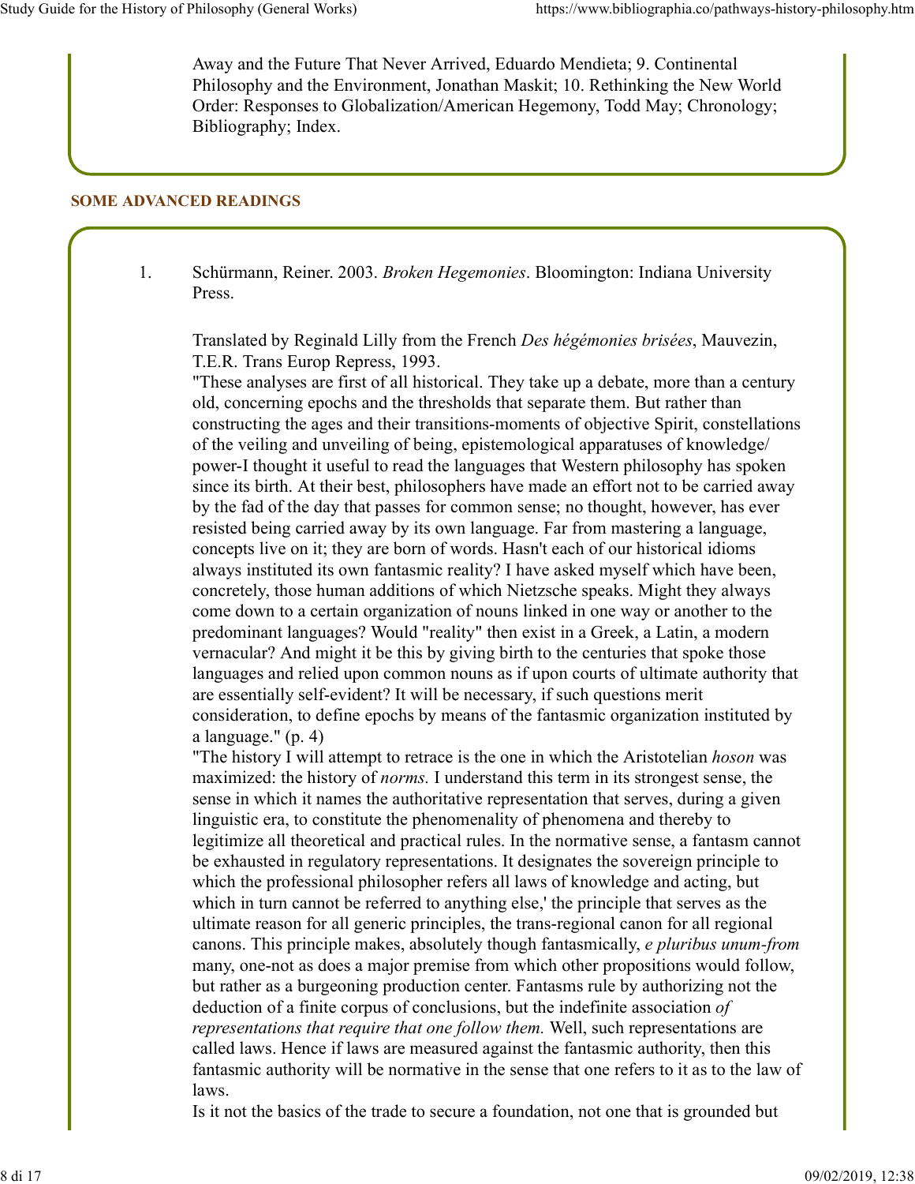Away and the Future That Never Arrived, Eduardo Mendieta; 9. Continental Philosophy and the Environment, Jonathan Maskit; 10. Rethinking the New World Order: Responses to Globalization/American Hegemony, Todd May; Chronology; Bibliography; Index.

## SOME ADVANCED READINGS

1. Schürmann, Reiner. 2003. *Broken Hegemonies*. Bloomington: Indiana University Press.

   Translated by Reginald Lilly from the French *Des hégémonies brisées*, Mauvezin, T.E.R. Trans Europ Repress, 1993.
   "These analyses are first of all historical. They take up a debate, more than a century old, concerning epochs and the thresholds that separate them. But rather than constructing the ages and their transitions-moments of objective Spirit, constellations of the veiling and unveiling of being, epistemological apparatuses of knowledge/ power-I thought it useful to read the languages that Western philosophy has spoken since its birth. At their best, philosophers have made an effort not to be carried away by the fad of the day that passes for common sense; no thought, however, has ever resisted being carried away by its own language. Far from mastering a language, concepts live on it; they are born of words. Hasn't each of our historical idioms always instituted its own fantasmic reality? I have asked myself which have been, concretely, those human additions of which Nietzsche speaks. Might they always come down to a certain organization of nouns linked in one way or another to the predominant languages? Would "reality" then exist in a Greek, a Latin, a modern vernacular? And might it be this by giving birth to the centuries that spoke those languages and relied upon common nouns as if upon courts of ultimate authority that are essentially self-evident? It will be necessary, if such questions merit consideration, to define epochs by means of the fantasmic organization instituted by a language." (p. 4)
   "The history I will attempt to retrace is the one in which the Aristotelian *hoson* was maximized: the history of *norms.* I understand this term in its strongest sense, the sense in which it names the authoritative representation that serves, during a given linguistic era, to constitute the phenomenality of phenomena and thereby to legitimize all theoretical and practical rules. In the normative sense, a fantasm cannot be exhausted in regulatory representations. It designates the sovereign principle to which the professional philosopher refers all laws of knowledge and acting, but which in turn cannot be referred to anything else,' the principle that serves as the ultimate reason for all generic principles, the trans-regional canon for all regional canons. This principle makes, absolutely though fantasmically, *e pluribus unum-from* many, one-not as does a major premise from which other propositions would follow, but rather as a burgeoning production center. Fantasms rule by authorizing not the deduction of a finite corpus of conclusions, but the indefinite association *of representations that require that one follow them.* Well, such representations are called laws. Hence if laws are measured against the fantasmic authority, then this fantasmic authority will be normative in the sense that one refers to it as to the law of laws.
   Is it not the basics of the trade to secure a foundation, not one that is grounded but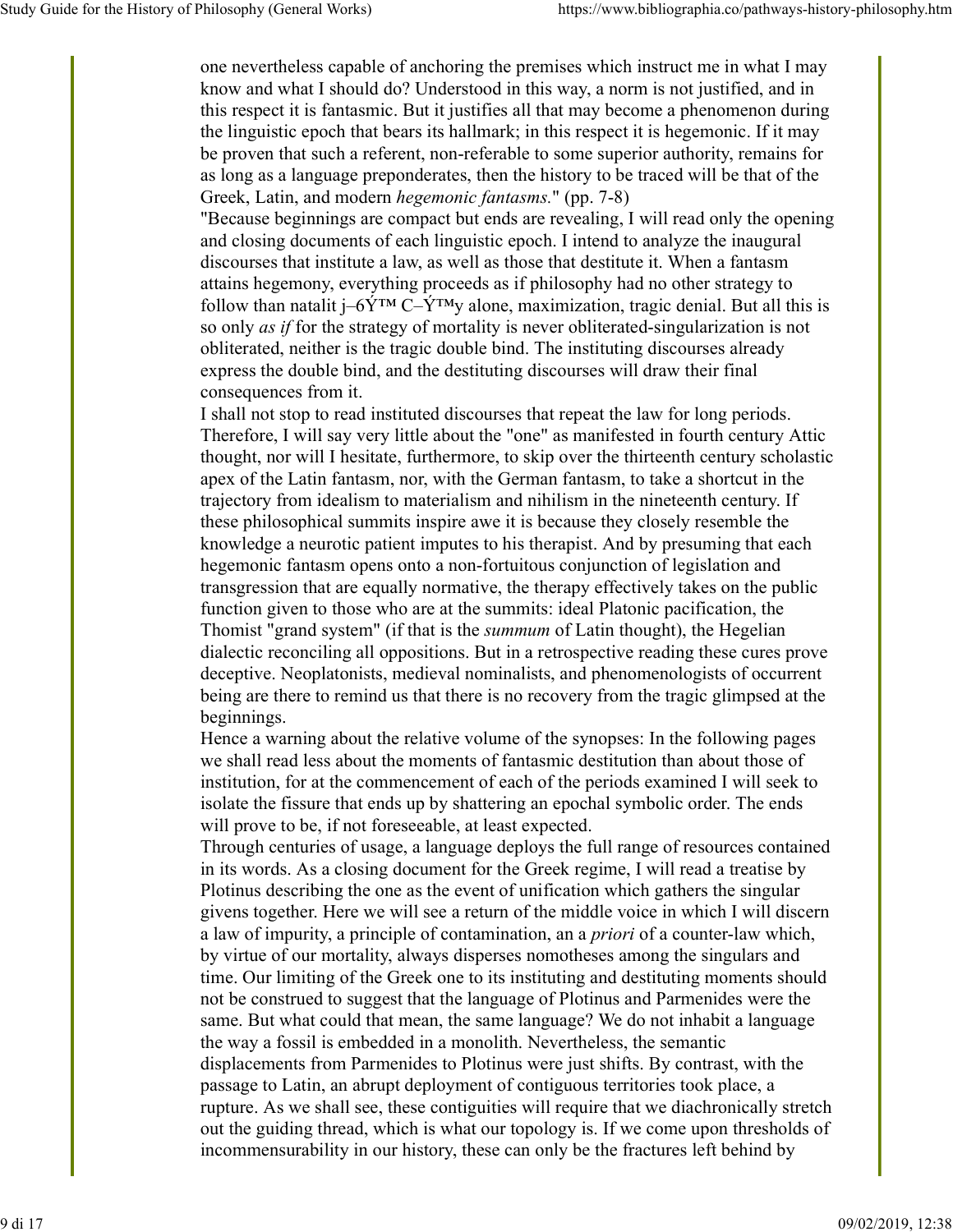one nevertheless capable of anchoring the premises which instruct me in what I may know and what I should do? Understood in this way, a norm is not justified, and in this respect it is fantasmic. But it justifies all that may become a phenomenon during the linguistic epoch that bears its hallmark; in this respect it is hegemonic. If it may be proven that such a referent, non-referable to some superior authority, remains for as long as a language preponderates, then the history to be traced will be that of the Greek, Latin, and modern *hegemonic fantasms.*" (pp. 7-8)

"Because beginnings are compact but ends are revealing, I will read only the opening and closing documents of each linguistic epoch. I intend to analyze the inaugural discourses that institute a law, as well as those that destitute it. When a fantasm attains hegemony, everything proceeds as if philosophy had no other strategy to follow than natalit j–6Ý™ C–Ý™y alone, maximization, tragic denial. But all this is so only *as if* for the strategy of mortality is never obliterated-singularization is not obliterated, neither is the tragic double bind. The instituting discourses already express the double bind, and the destituting discourses will draw their final consequences from it.

I shall not stop to read instituted discourses that repeat the law for long periods. Therefore, I will say very little about the "one" as manifested in fourth century Attic thought, nor will I hesitate, furthermore, to skip over the thirteenth century scholastic apex of the Latin fantasm, nor, with the German fantasm, to take a shortcut in the trajectory from idealism to materialism and nihilism in the nineteenth century. If these philosophical summits inspire awe it is because they closely resemble the knowledge a neurotic patient imputes to his therapist. And by presuming that each hegemonic fantasm opens onto a non-fortuitous conjunction of legislation and transgression that are equally normative, the therapy effectively takes on the public function given to those who are at the summits: ideal Platonic pacification, the Thomist "grand system" (if that is the *summum* of Latin thought), the Hegelian dialectic reconciling all oppositions. But in a retrospective reading these cures prove deceptive. Neoplatonists, medieval nominalists, and phenomenologists of occurrent being are there to remind us that there is no recovery from the tragic glimpsed at the beginnings.

Hence a warning about the relative volume of the synopses: In the following pages we shall read less about the moments of fantasmic destitution than about those of institution, for at the commencement of each of the periods examined I will seek to isolate the fissure that ends up by shattering an epochal symbolic order. The ends will prove to be, if not foreseeable, at least expected.

Through centuries of usage, a language deploys the full range of resources contained in its words. As a closing document for the Greek regime, I will read a treatise by Plotinus describing the one as the event of unification which gathers the singular givens together. Here we will see a return of the middle voice in which I will discern a law of impurity, a principle of contamination, an a *priori* of a counter-law which, by virtue of our mortality, always disperses nomotheses among the singulars and time. Our limiting of the Greek one to its instituting and destituting moments should not be construed to suggest that the language of Plotinus and Parmenides were the same. But what could that mean, the same language? We do not inhabit a language the way a fossil is embedded in a monolith. Nevertheless, the semantic displacements from Parmenides to Plotinus were just shifts. By contrast, with the passage to Latin, an abrupt deployment of contiguous territories took place, a rupture. As we shall see, these contiguities will require that we diachronically stretch out the guiding thread, which is what our topology is. If we come upon thresholds of incommensurability in our history, these can only be the fractures left behind by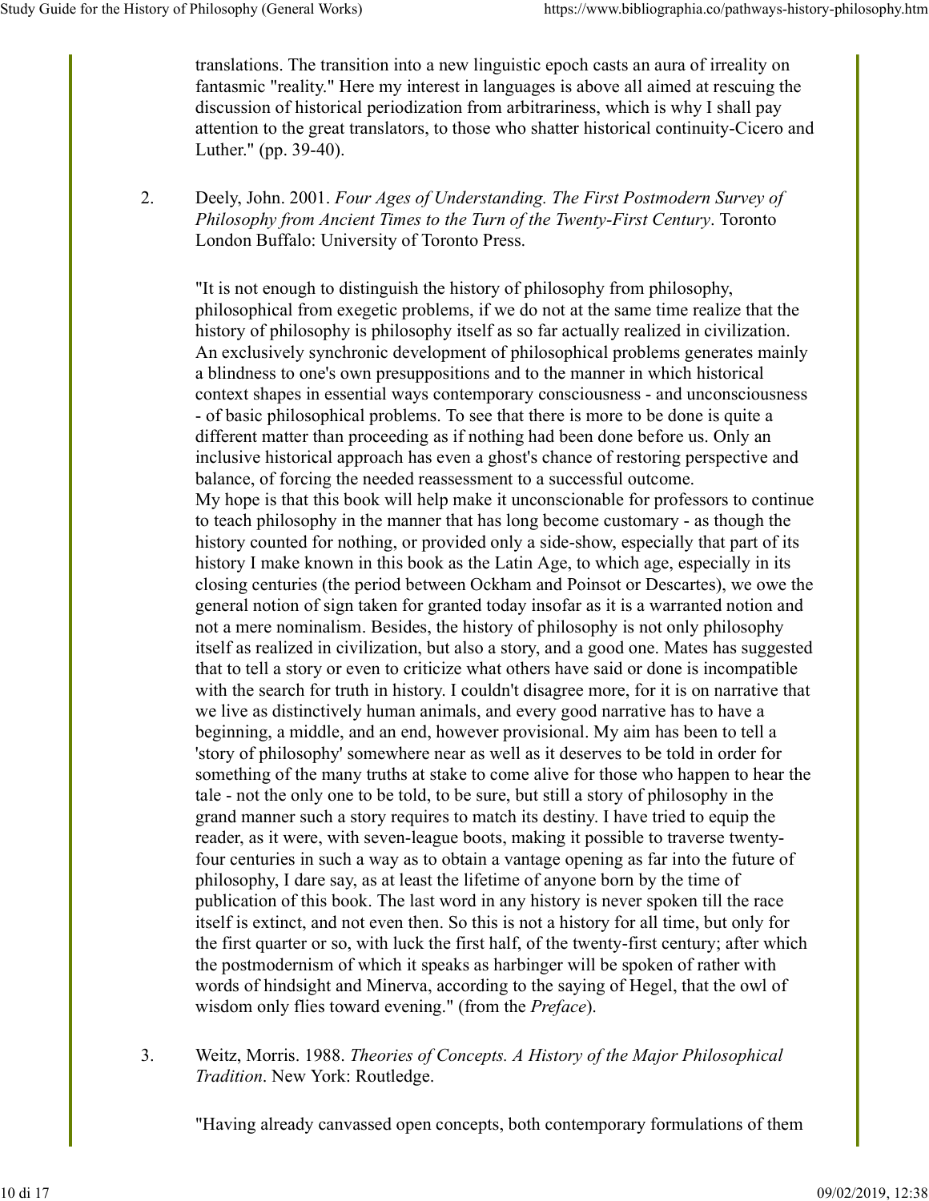translations. The transition into a new linguistic epoch casts an aura of irreality on fantasmic "reality." Here my interest in languages is above all aimed at rescuing the discussion of historical periodization from arbitrariness, which is why I shall pay attention to the great translators, to those who shatter historical continuity-Cicero and Luther." (pp. 39-40).

2. Deely, John. 2001. *Four Ages of Understanding. The First Postmodern Survey of Philosophy from Ancient Times to the Turn of the Twenty-First Century*. Toronto London Buffalo: University of Toronto Press.

   "It is not enough to distinguish the history of philosophy from philosophy, philosophical from exegetic problems, if we do not at the same time realize that the history of philosophy is philosophy itself as so far actually realized in civilization. An exclusively synchronic development of philosophical problems generates mainly a blindness to one's own presuppositions and to the manner in which historical context shapes in essential ways contemporary consciousness - and unconsciousness - of basic philosophical problems. To see that there is more to be done is quite a different matter than proceeding as if nothing had been done before us. Only an inclusive historical approach has even a ghost's chance of restoring perspective and balance, of forcing the needed reassessment to a successful outcome.
   My hope is that this book will help make it unconscionable for professors to continue to teach philosophy in the manner that has long become customary - as though the history counted for nothing, or provided only a side-show, especially that part of its history I make known in this book as the Latin Age, to which age, especially in its closing centuries (the period between Ockham and Poinsot or Descartes), we owe the general notion of sign taken for granted today insofar as it is a warranted notion and not a mere nominalism. Besides, the history of philosophy is not only philosophy itself as realized in civilization, but also a story, and a good one. Mates has suggested that to tell a story or even to criticize what others have said or done is incompatible with the search for truth in history. I couldn't disagree more, for it is on narrative that we live as distinctively human animals, and every good narrative has to have a beginning, a middle, and an end, however provisional. My aim has been to tell a 'story of philosophy' somewhere near as well as it deserves to be told in order for something of the many truths at stake to come alive for those who happen to hear the tale - not the only one to be told, to be sure, but still a story of philosophy in the grand manner such a story requires to match its destiny. I have tried to equip the reader, as it were, with seven-league boots, making it possible to traverse twenty-four centuries in such a way as to obtain a vantage opening as far into the future of philosophy, I dare say, as at least the lifetime of anyone born by the time of publication of this book. The last word in any history is never spoken till the race itself is extinct, and not even then. So this is not a history for all time, but only for the first quarter or so, with luck the first half, of the twenty-first century; after which the postmodernism of which it speaks as harbinger will be spoken of rather with words of hindsight and Minerva, according to the saying of Hegel, that the owl of wisdom only flies toward evening." (from the *Preface*).

3. Weitz, Morris. 1988. *Theories of Concepts. A History of the Major Philosophical Tradition*. New York: Routledge.

   "Having already canvassed open concepts, both contemporary formulations of them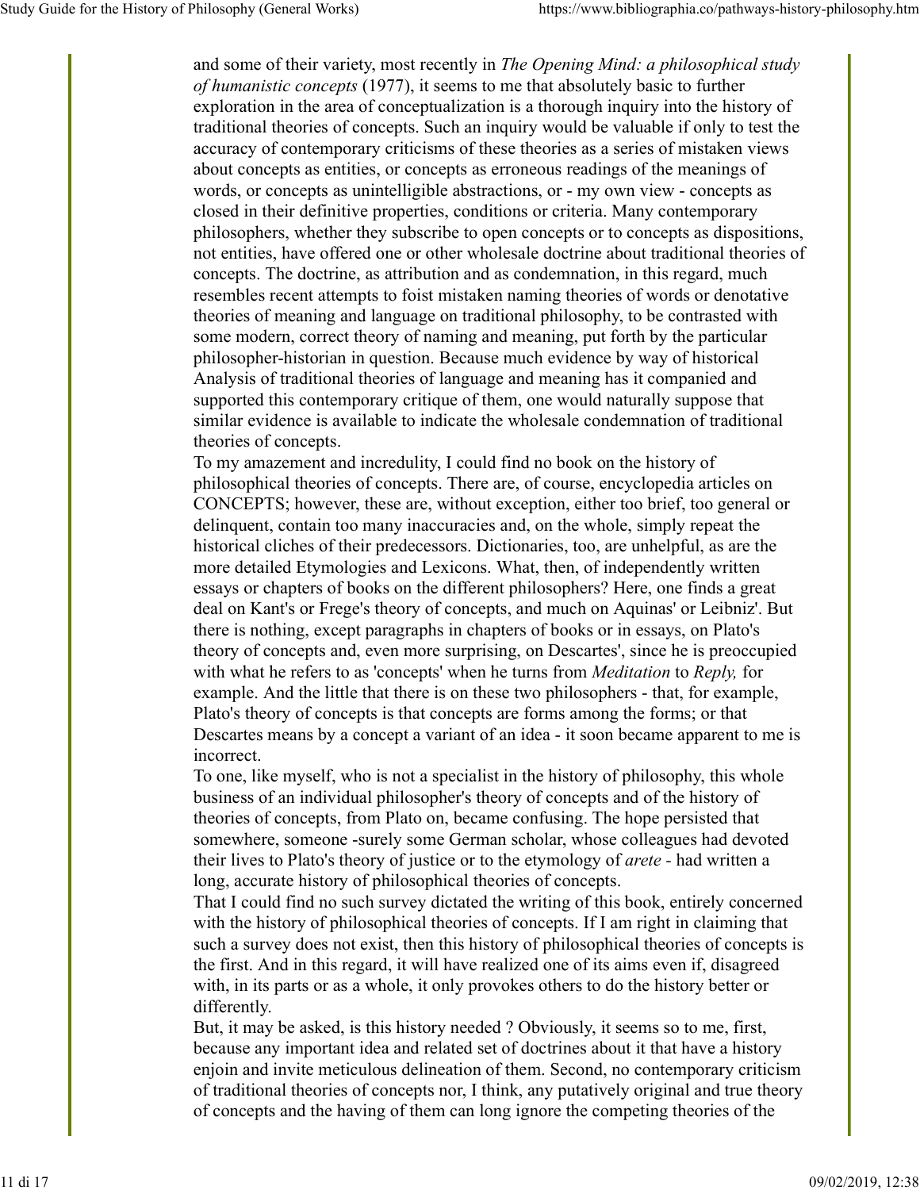and some of their variety, most recently in *The Opening Mind: a philosophical study of humanistic concepts* (1977), it seems to me that absolutely basic to further exploration in the area of conceptualization is a thorough inquiry into the history of traditional theories of concepts. Such an inquiry would be valuable if only to test the accuracy of contemporary criticisms of these theories as a series of mistaken views about concepts as entities, or concepts as erroneous readings of the meanings of words, or concepts as unintelligible abstractions, or - my own view - concepts as closed in their definitive properties, conditions or criteria. Many contemporary philosophers, whether they subscribe to open concepts or to concepts as dispositions, not entities, have offered one or other wholesale doctrine about traditional theories of concepts. The doctrine, as attribution and as condemnation, in this regard, much resembles recent attempts to foist mistaken naming theories of words or denotative theories of meaning and language on traditional philosophy, to be contrasted with some modern, correct theory of naming and meaning, put forth by the particular philosopher-historian in question. Because much evidence by way of historical Analysis of traditional theories of language and meaning has it companied and supported this contemporary critique of them, one would naturally suppose that similar evidence is available to indicate the wholesale condemnation of traditional theories of concepts.

To my amazement and incredulity, I could find no book on the history of philosophical theories of concepts. There are, of course, encyclopedia articles on CONCEPTS; however, these are, without exception, either too brief, too general or delinquent, contain too many inaccuracies and, on the whole, simply repeat the historical cliches of their predecessors. Dictionaries, too, are unhelpful, as are the more detailed Etymologies and Lexicons. What, then, of independently written essays or chapters of books on the different philosophers? Here, one finds a great deal on Kant's or Frege's theory of concepts, and much on Aquinas' or Leibniz'. But there is nothing, except paragraphs in chapters of books or in essays, on Plato's theory of concepts and, even more surprising, on Descartes', since he is preoccupied with what he refers to as 'concepts' when he turns from *Meditation* to *Reply,* for example. And the little that there is on these two philosophers - that, for example, Plato's theory of concepts is that concepts are forms among the forms; or that Descartes means by a concept a variant of an idea - it soon became apparent to me is incorrect.

To one, like myself, who is not a specialist in the history of philosophy, this whole business of an individual philosopher's theory of concepts and of the history of theories of concepts, from Plato on, became confusing. The hope persisted that somewhere, someone -surely some German scholar, whose colleagues had devoted their lives to Plato's theory of justice or to the etymology of *arete* - had written a long, accurate history of philosophical theories of concepts.

That I could find no such survey dictated the writing of this book, entirely concerned with the history of philosophical theories of concepts. If I am right in claiming that such a survey does not exist, then this history of philosophical theories of concepts is the first. And in this regard, it will have realized one of its aims even if, disagreed with, in its parts or as a whole, it only provokes others to do the history better or differently.

But, it may be asked, is this history needed ? Obviously, it seems so to me, first, because any important idea and related set of doctrines about it that have a history enjoin and invite meticulous delineation of them. Second, no contemporary criticism of traditional theories of concepts nor, I think, any putatively original and true theory of concepts and the having of them can long ignore the competing theories of the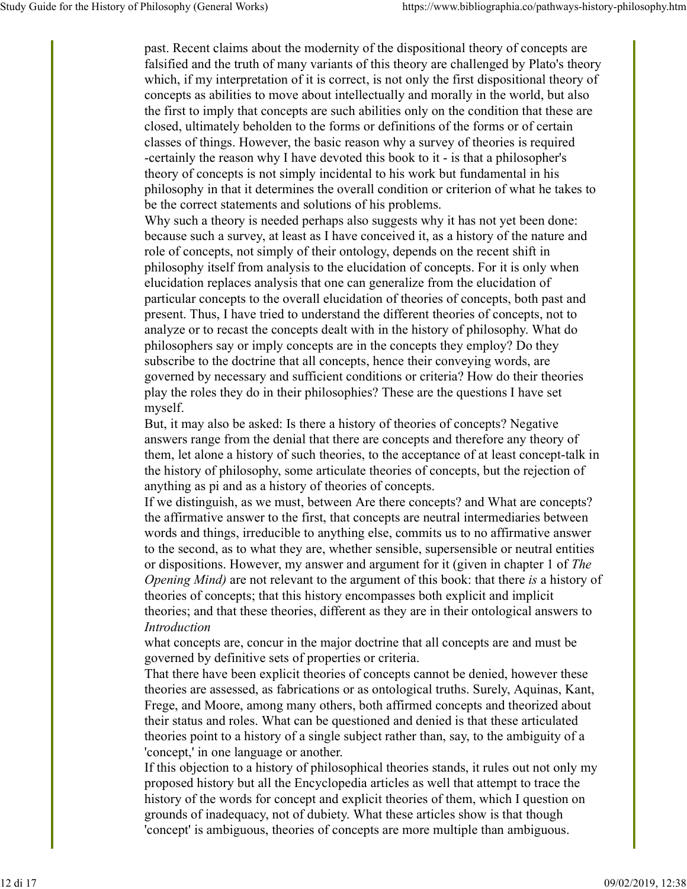past. Recent claims about the modernity of the dispositional theory of concepts are falsified and the truth of many variants of this theory are challenged by Plato's theory which, if my interpretation of it is correct, is not only the first dispositional theory of concepts as abilities to move about intellectually and morally in the world, but also the first to imply that concepts are such abilities only on the condition that these are closed, ultimately beholden to the forms or definitions of the forms or of certain classes of things. However, the basic reason why a survey of theories is required -certainly the reason why I have devoted this book to it - is that a philosopher's theory of concepts is not simply incidental to his work but fundamental in his philosophy in that it determines the overall condition or criterion of what he takes to be the correct statements and solutions of his problems.

Why such a theory is needed perhaps also suggests why it has not yet been done: because such a survey, at least as I have conceived it, as a history of the nature and role of concepts, not simply of their ontology, depends on the recent shift in philosophy itself from analysis to the elucidation of concepts. For it is only when elucidation replaces analysis that one can generalize from the elucidation of particular concepts to the overall elucidation of theories of concepts, both past and present. Thus, I have tried to understand the different theories of concepts, not to analyze or to recast the concepts dealt with in the history of philosophy. What do philosophers say or imply concepts are in the concepts they employ? Do they subscribe to the doctrine that all concepts, hence their conveying words, are governed by necessary and sufficient conditions or criteria? How do their theories play the roles they do in their philosophies? These are the questions I have set myself.

But, it may also be asked: Is there a history of theories of concepts? Negative answers range from the denial that there are concepts and therefore any theory of them, let alone a history of such theories, to the acceptance of at least concept-talk in the history of philosophy, some articulate theories of concepts, but the rejection of anything as pi and as a history of theories of concepts.

If we distinguish, as we must, between Are there concepts? and What are concepts? the affirmative answer to the first, that concepts are neutral intermediaries between words and things, irreducible to anything else, commits us to no affirmative answer to the second, as to what they are, whether sensible, supersensible or neutral entities or dispositions. However, my answer and argument for it (given in chapter 1 of *The Opening Mind)* are not relevant to the argument of this book: that there *is* a history of theories of concepts; that this history encompasses both explicit and implicit theories; and that these theories, different as they are in their ontological answers to *Introduction*
what concepts are, concur in the major doctrine that all concepts are and must be governed by definitive sets of properties or criteria.

That there have been explicit theories of concepts cannot be denied, however these theories are assessed, as fabrications or as ontological truths. Surely, Aquinas, Kant, Frege, and Moore, among many others, both affirmed concepts and theorized about their status and roles. What can be questioned and denied is that these articulated theories point to a history of a single subject rather than, say, to the ambiguity of a 'concept,' in one language or another.

If this objection to a history of philosophical theories stands, it rules out not only my proposed history but all the Encyclopedia articles as well that attempt to trace the history of the words for concept and explicit theories of them, which I question on grounds of inadequacy, not of dubiety. What these articles show is that though 'concept' is ambiguous, theories of concepts are more multiple than ambiguous.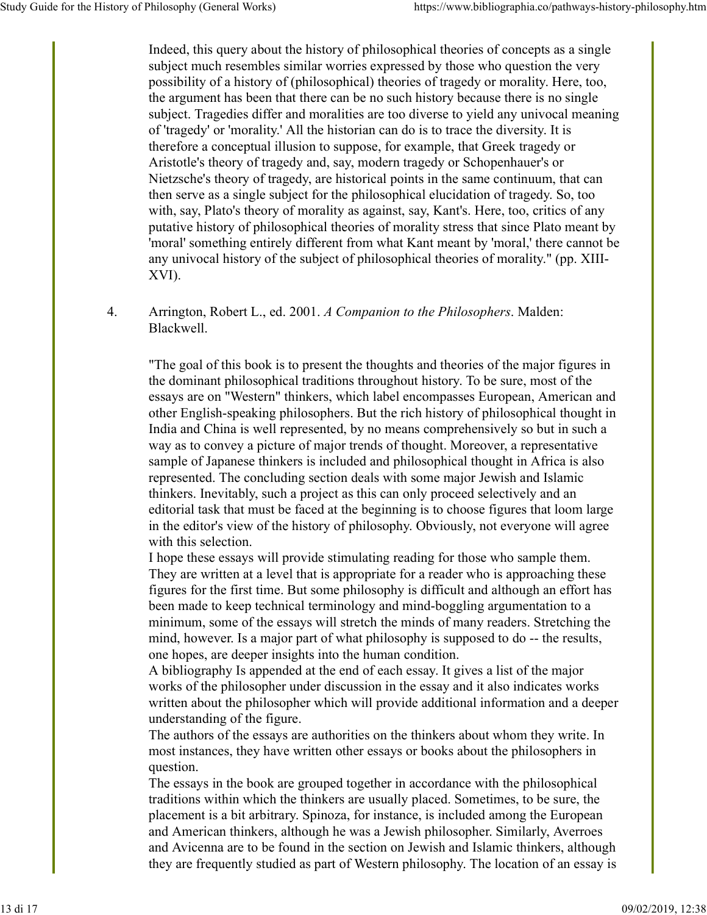Indeed, this query about the history of philosophical theories of concepts as a single subject much resembles similar worries expressed by those who question the very possibility of a history of (philosophical) theories of tragedy or morality. Here, too, the argument has been that there can be no such history because there is no single subject. Tragedies differ and moralities are too diverse to yield any univocal meaning of 'tragedy' or 'morality.' All the historian can do is to trace the diversity. It is therefore a conceptual illusion to suppose, for example, that Greek tragedy or Aristotle's theory of tragedy and, say, modern tragedy or Schopenhauer's or Nietzsche's theory of tragedy, are historical points in the same continuum, that can then serve as a single subject for the philosophical elucidation of tragedy. So, too with, say, Plato's theory of morality as against, say, Kant's. Here, too, critics of any putative history of philosophical theories of morality stress that since Plato meant by 'moral' something entirely different from what Kant meant by 'moral,' there cannot be any univocal history of the subject of philosophical theories of morality." (pp. XIII-XVI).

4. Arrington, Robert L., ed. 2001. *A Companion to the Philosophers*. Malden: Blackwell.

   "The goal of this book is to present the thoughts and theories of the major figures in the dominant philosophical traditions throughout history. To be sure, most of the essays are on "Western" thinkers, which label encompasses European, American and other English-speaking philosophers. But the rich history of philosophical thought in India and China is well represented, by no means comprehensively so but in such a way as to convey a picture of major trends of thought. Moreover, a representative sample of Japanese thinkers is included and philosophical thought in Africa is also represented. The concluding section deals with some major Jewish and Islamic thinkers. Inevitably, such a project as this can only proceed selectively and an editorial task that must be faced at the beginning is to choose figures that loom large in the editor's view of the history of philosophy. Obviously, not everyone will agree with this selection.
   I hope these essays will provide stimulating reading for those who sample them. They are written at a level that is appropriate for a reader who is approaching these figures for the first time. But some philosophy is difficult and although an effort has been made to keep technical terminology and mind-boggling argumentation to a minimum, some of the essays will stretch the minds of many readers. Stretching the mind, however. Is a major part of what philosophy is supposed to do -- the results, one hopes, are deeper insights into the human condition.
   A bibliography Is appended at the end of each essay. It gives a list of the major works of the philosopher under discussion in the essay and it also indicates works written about the philosopher which will provide additional information and a deeper understanding of the figure.
   The authors of the essays are authorities on the thinkers about whom they write. In most instances, they have written other essays or books about the philosophers in question.
   The essays in the book are grouped together in accordance with the philosophical traditions within which the thinkers are usually placed. Sometimes, to be sure, the placement is a bit arbitrary. Spinoza, for instance, is included among the European and American thinkers, although he was a Jewish philosopher. Similarly, Averroes and Avicenna are to be found in the section on Jewish and Islamic thinkers, although they are frequently studied as part of Western philosophy. The location of an essay is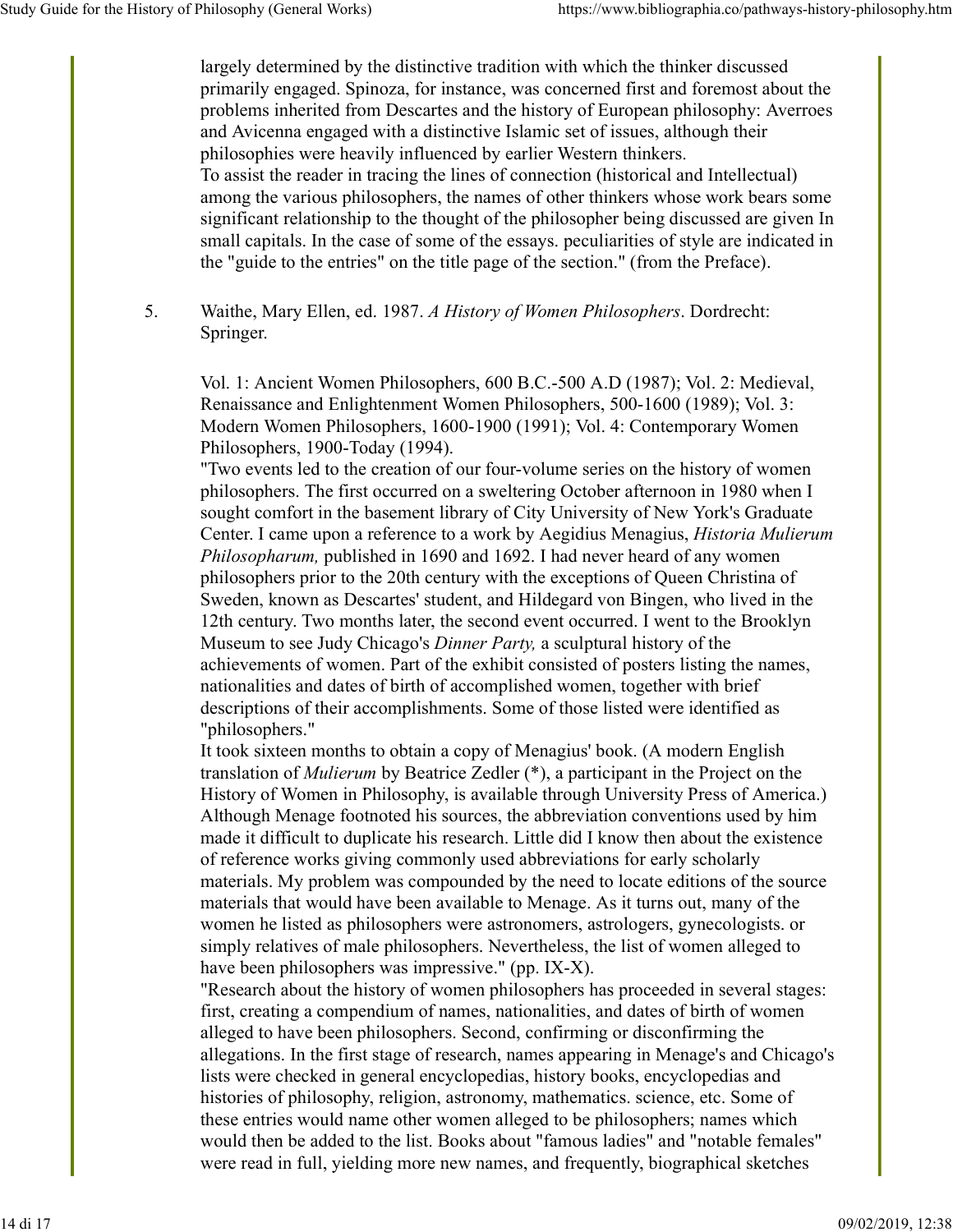largely determined by the distinctive tradition with which the thinker discussed primarily engaged. Spinoza, for instance, was concerned first and foremost about the problems inherited from Descartes and the history of European philosophy: Averroes and Avicenna engaged with a distinctive Islamic set of issues, although their philosophies were heavily influenced by earlier Western thinkers.
To assist the reader in tracing the lines of connection (historical and Intellectual) among the various philosophers, the names of other thinkers whose work bears some significant relationship to the thought of the philosopher being discussed are given In small capitals. In the case of some of the essays. peculiarities of style are indicated in the "guide to the entries" on the title page of the section." (from the Preface).

5. Waithe, Mary Ellen, ed. 1987. *A History of Women Philosophers*. Dordrecht: Springer.

   Vol. 1: Ancient Women Philosophers, 600 B.C.-500 A.D (1987); Vol. 2: Medieval, Renaissance and Enlightenment Women Philosophers, 500-1600 (1989); Vol. 3: Modern Women Philosophers, 1600-1900 (1991); Vol. 4: Contemporary Women Philosophers, 1900-Today (1994).
   "Two events led to the creation of our four-volume series on the history of women philosophers. The first occurred on a sweltering October afternoon in 1980 when I sought comfort in the basement library of City University of New York's Graduate Center. I came upon a reference to a work by Aegidius Menagius, *Historia Mulierum Philosopharum,* published in 1690 and 1692. I had never heard of any women philosophers prior to the 20th century with the exceptions of Queen Christina of Sweden, known as Descartes' student, and Hildegard von Bingen, who lived in the 12th century. Two months later, the second event occurred. I went to the Brooklyn Museum to see Judy Chicago's *Dinner Party,* a sculptural history of the achievements of women. Part of the exhibit consisted of posters listing the names, nationalities and dates of birth of accomplished women, together with brief descriptions of their accomplishments. Some of those listed were identified as "philosophers."
   It took sixteen months to obtain a copy of Menagius' book. (A modern English translation of *Mulierum* by Beatrice Zedler (*), a participant in the Project on the History of Women in Philosophy, is available through University Press of America.) Although Menage footnoted his sources, the abbreviation conventions used by him made it difficult to duplicate his research. Little did I know then about the existence of reference works giving commonly used abbreviations for early scholarly materials. My problem was compounded by the need to locate editions of the source materials that would have been available to Menage. As it turns out, many of the women he listed as philosophers were astronomers, astrologers, gynecologists. or simply relatives of male philosophers. Nevertheless, the list of women alleged to have been philosophers was impressive." (pp. IX-X).
   "Research about the history of women philosophers has proceeded in several stages: first, creating a compendium of names, nationalities, and dates of birth of women alleged to have been philosophers. Second, confirming or disconfirming the allegations. In the first stage of research, names appearing in Menage's and Chicago's lists were checked in general encyclopedias, history books, encyclopedias and histories of philosophy, religion, astronomy, mathematics. science, etc. Some of these entries would name other women alleged to be philosophers; names which would then be added to the list. Books about "famous ladies" and "notable females" were read in full, yielding more new names, and frequently, biographical sketches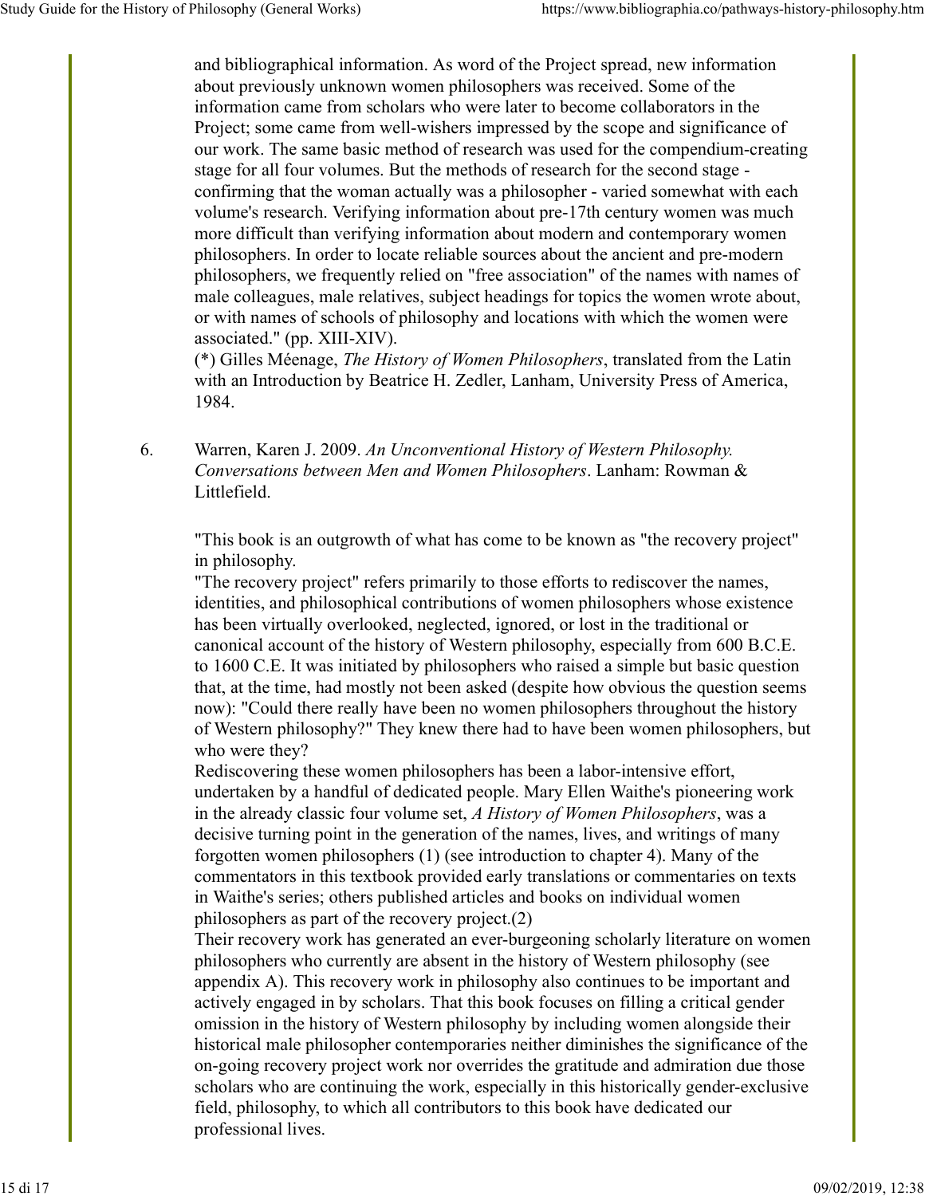and bibliographical information. As word of the Project spread, new information about previously unknown women philosophers was received. Some of the information came from scholars who were later to become collaborators in the Project; some came from well-wishers impressed by the scope and significance of our work. The same basic method of research was used for the compendium-creating stage for all four volumes. But the methods of research for the second stage - confirming that the woman actually was a philosopher - varied somewhat with each volume's research. Verifying information about pre-17th century women was much more difficult than verifying information about modern and contemporary women philosophers. In order to locate reliable sources about the ancient and pre-modern philosophers, we frequently relied on "free association" of the names with names of male colleagues, male relatives, subject headings for topics the women wrote about, or with names of schools of philosophy and locations with which the women were associated." (pp. XIII-XIV).

(*) Gilles Méenage, *The History of Women Philosophers*, translated from the Latin with an Introduction by Beatrice H. Zedler, Lanham, University Press of America, 1984.

6. Warren, Karen J. 2009. *An Unconventional History of Western Philosophy. Conversations between Men and Women Philosophers*. Lanham: Rowman & Littlefield.

   "This book is an outgrowth of what has come to be known as "the recovery project" in philosophy.
   "The recovery project" refers primarily to those efforts to rediscover the names, identities, and philosophical contributions of women philosophers whose existence has been virtually overlooked, neglected, ignored, or lost in the traditional or canonical account of the history of Western philosophy, especially from 600 B.C.E. to 1600 C.E. It was initiated by philosophers who raised a simple but basic question that, at the time, had mostly not been asked (despite how obvious the question seems now): "Could there really have been no women philosophers throughout the history of Western philosophy?" They knew there had to have been women philosophers, but who were they?
   Rediscovering these women philosophers has been a labor-intensive effort, undertaken by a handful of dedicated people. Mary Ellen Waithe's pioneering work in the already classic four volume set, *A History of Women Philosophers*, was a decisive turning point in the generation of the names, lives, and writings of many forgotten women philosophers (1) (see introduction to chapter 4). Many of the commentators in this textbook provided early translations or commentaries on texts in Waithe's series; others published articles and books on individual women philosophers as part of the recovery project.(2)
   Their recovery work has generated an ever-burgeoning scholarly literature on women philosophers who currently are absent in the history of Western philosophy (see appendix A). This recovery work in philosophy also continues to be important and actively engaged in by scholars. That this book focuses on filling a critical gender omission in the history of Western philosophy by including women alongside their historical male philosopher contemporaries neither diminishes the significance of the on-going recovery project work nor overrides the gratitude and admiration due those scholars who are continuing the work, especially in this historically gender-exclusive field, philosophy, to which all contributors to this book have dedicated our professional lives.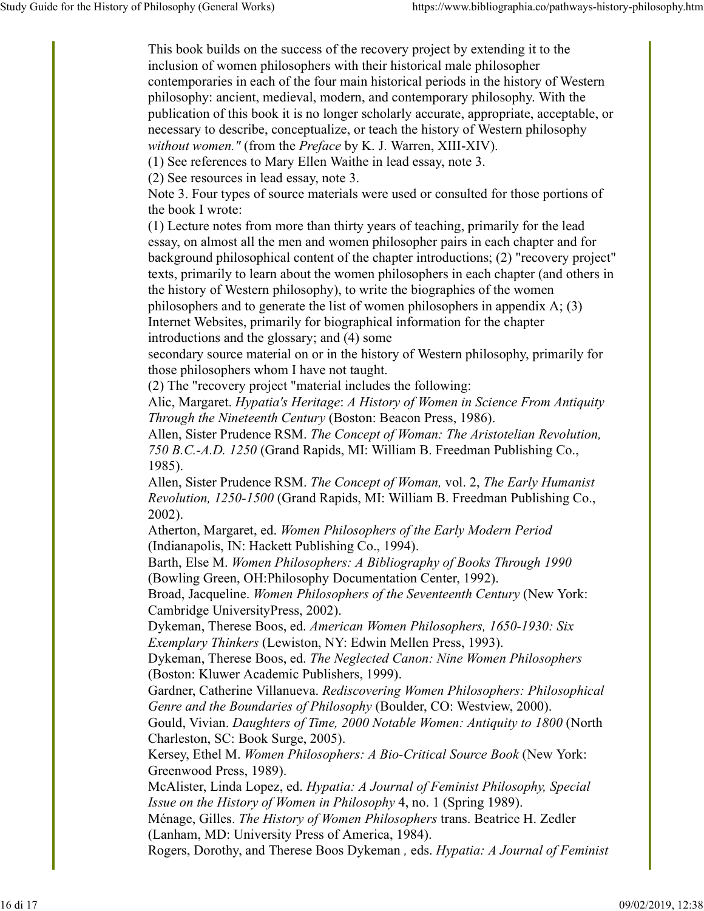This book builds on the success of the recovery project by extending it to the inclusion of women philosophers with their historical male philosopher contemporaries in each of the four main historical periods in the history of Western philosophy: ancient, medieval, modern, and contemporary philosophy. With the publication of this book it is no longer scholarly accurate, appropriate, acceptable, or necessary to describe, conceptualize, or teach the history of Western philosophy *without women."* (from the *Preface* by K. J. Warren, XIII-XIV).

(1) See references to Mary Ellen Waithe in lead essay, note 3.

(2) See resources in lead essay, note 3.

Note 3. Four types of source materials were used or consulted for those portions of the book I wrote:

(1) Lecture notes from more than thirty years of teaching, primarily for the lead essay, on almost all the men and women philosopher pairs in each chapter and for background philosophical content of the chapter introductions; (2) "recovery project" texts, primarily to learn about the women philosophers in each chapter (and others in the history of Western philosophy), to write the biographies of the women philosophers and to generate the list of women philosophers in appendix A; (3) Internet Websites, primarily for biographical information for the chapter introductions and the glossary; and (4) some secondary source material on or in the history of Western philosophy, primarily for those philosophers whom I have not taught.

(2) The "recovery project "material includes the following:

Alic, Margaret. *Hypatia's Heritage*: *A History of Women in Science From Antiquity Through the Nineteenth Century* (Boston: Beacon Press, 1986).

Allen, Sister Prudence RSM. *The Concept of Woman: The Aristotelian Revolution, 750 B.C.-A.D. 1250* (Grand Rapids, MI: William B. Freedman Publishing Co., 1985).

Allen, Sister Prudence RSM. *The Concept of Woman,* vol. 2, *The Early Humanist Revolution, 1250-1500* (Grand Rapids, MI: William B. Freedman Publishing Co., 2002).

Atherton, Margaret, ed. *Women Philosophers of the Early Modern Period* (Indianapolis, IN: Hackett Publishing Co., 1994).

Barth, Else M. *Women Philosophers: A Bibliography of Books Through 1990* (Bowling Green, OH:Philosophy Documentation Center, 1992).

Broad, Jacqueline. *Women Philosophers of the Seventeenth Century* (New York: Cambridge UniversityPress, 2002).

Dykeman, Therese Boos, ed. *American Women Philosophers, 1650-1930: Six Exemplary Thinkers* (Lewiston, NY: Edwin Mellen Press, 1993).

Dykeman, Therese Boos, ed. *The Neglected Canon: Nine Women Philosophers* (Boston: Kluwer Academic Publishers, 1999).

Gardner, Catherine Villanueva. *Rediscovering Women Philosophers: Philosophical Genre and the Boundaries of Philosophy* (Boulder, CO: Westview, 2000).

Gould, Vivian. *Daughters of Time, 2000 Notable Women: Antiquity to 1800* (North Charleston, SC: Book Surge, 2005).

Kersey, Ethel M. *Women Philosophers: A Bio-Critical Source Book* (New York: Greenwood Press, 1989).

McAlister, Linda Lopez, ed. *Hypatia: A Journal of Feminist Philosophy, Special Issue on the History of Women in Philosophy* 4, no. 1 (Spring 1989).

Ménage, Gilles. *The History of Women Philosophers* trans. Beatrice H. Zedler (Lanham, MD: University Press of America, 1984).

Rogers, Dorothy, and Therese Boos Dykeman *,* eds. *Hypatia: A Journal of Feminist*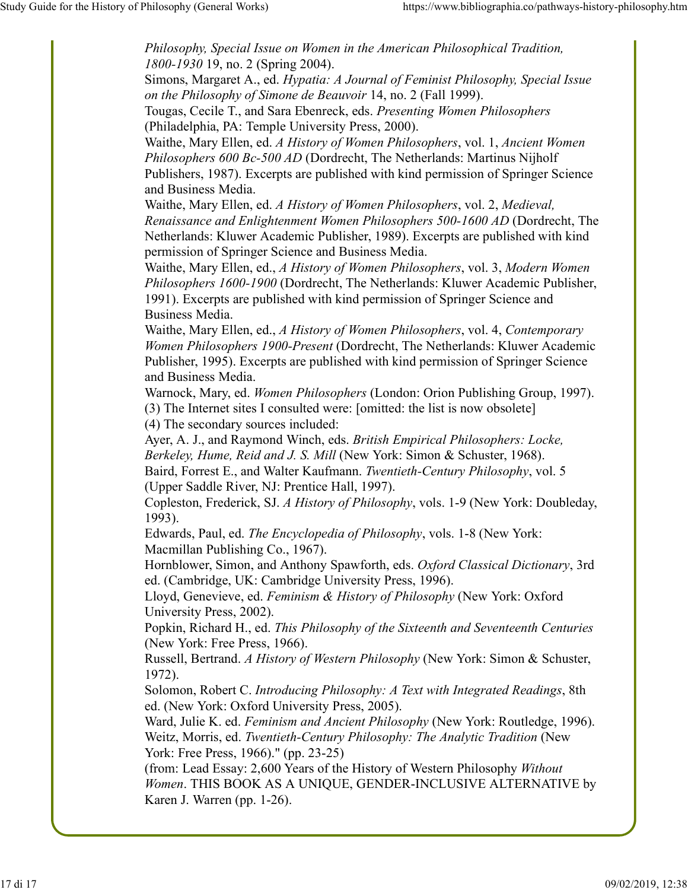*Philosophy, Special Issue on Women in the American Philosophical Tradition, 1800-1930* 19, no. 2 (Spring 2004).
Simons, Margaret A., ed. *Hypatia: A Journal of Feminist Philosophy, Special Issue on the Philosophy of Simone de Beauvoir* 14, no. 2 (Fall 1999).
Tougas, Cecile T., and Sara Ebenreck, eds. *Presenting Women Philosophers* (Philadelphia, PA: Temple University Press, 2000).
Waithe, Mary Ellen, ed. *A History of Women Philosophers*, vol. 1, *Ancient Women Philosophers 600 Bc-500 AD* (Dordrecht, The Netherlands: Martinus Nijholf Publishers, 1987). Excerpts are published with kind permission of Springer Science and Business Media.
Waithe, Mary Ellen, ed. *A History of Women Philosophers*, vol. 2, *Medieval, Renaissance and Enlightenment Women Philosophers 500-1600 AD* (Dordrecht, The Netherlands: Kluwer Academic Publisher, 1989). Excerpts are published with kind permission of Springer Science and Business Media.
Waithe, Mary Ellen, ed., *A History of Women Philosophers*, vol. 3, *Modern Women Philosophers 1600-1900* (Dordrecht, The Netherlands: Kluwer Academic Publisher, 1991). Excerpts are published with kind permission of Springer Science and Business Media.
Waithe, Mary Ellen, ed., *A History of Women Philosophers*, vol. 4, *Contemporary Women Philosophers 1900-Present* (Dordrecht, The Netherlands: Kluwer Academic Publisher, 1995). Excerpts are published with kind permission of Springer Science and Business Media.
Warnock, Mary, ed. *Women Philosophers* (London: Orion Publishing Group, 1997).
(3) The Internet sites I consulted were: [omitted: the list is now obsolete]
(4) The secondary sources included:
Ayer, A. J., and Raymond Winch, eds. *British Empirical Philosophers: Locke, Berkeley, Hume, Reid and J. S. Mill* (New York: Simon & Schuster, 1968).
Baird, Forrest E., and Walter Kaufmann. *Twentieth-Century Philosophy*, vol. 5 (Upper Saddle River, NJ: Prentice Hall, 1997).
Copleston, Frederick, SJ. *A History of Philosophy*, vols. 1-9 (New York: Doubleday, 1993).
Edwards, Paul, ed. *The Encyclopedia of Philosophy*, vols. 1-8 (New York: Macmillan Publishing Co., 1967).
Hornblower, Simon, and Anthony Spawforth, eds. *Oxford Classical Dictionary*, 3rd ed. (Cambridge, UK: Cambridge University Press, 1996).
Lloyd, Genevieve, ed. *Feminism & History of Philosophy* (New York: Oxford University Press, 2002).
Popkin, Richard H., ed. *This Philosophy of the Sixteenth and Seventeenth Centuries* (New York: Free Press, 1966).
Russell, Bertrand. *A History of Western Philosophy* (New York: Simon & Schuster, 1972).
Solomon, Robert C. *Introducing Philosophy: A Text with Integrated Readings*, 8th ed. (New York: Oxford University Press, 2005).
Ward, Julie K. ed. *Feminism and Ancient Philosophy* (New York: Routledge, 1996).
Weitz, Morris, ed. *Twentieth-Century Philosophy: The Analytic Tradition* (New York: Free Press, 1966)." (pp. 23-25)
(from: Lead Essay: 2,600 Years of the History of Western Philosophy *Without Women*. THIS BOOK AS A UNIQUE, GENDER-INCLUSIVE ALTERNATIVE by Karen J. Warren (pp. 1-26).